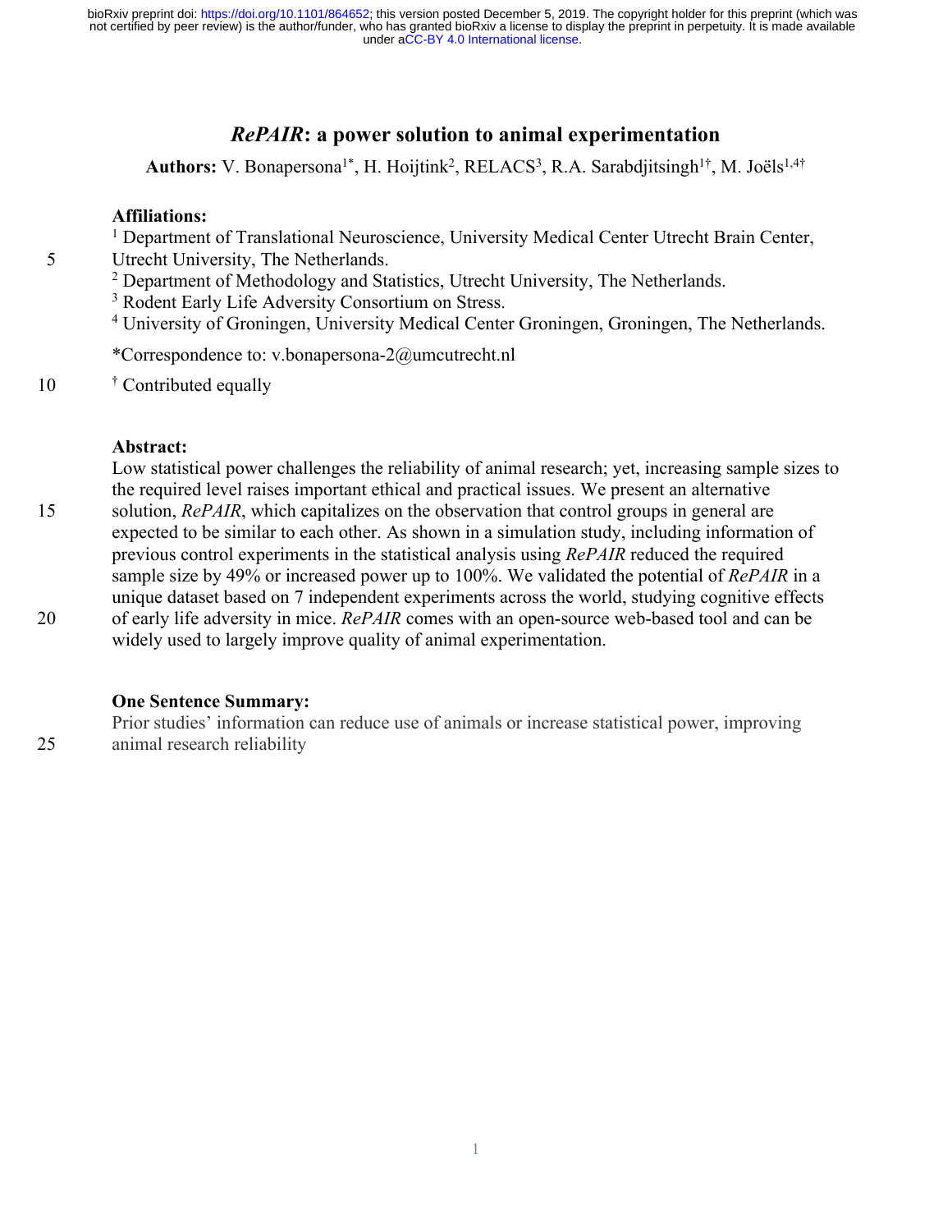# *RePAIR*: a power solution to animal experimentation

**Authors:** V. Bonapersona[1*], H. Hoijtink[2], RELACS[3], R.A. Sarabdjitsingh[1†], M. Joëls[1,4†]

**Affiliations:**

[1] Department of Translational Neuroscience, University Medical Center Utrecht Brain Center, Utrecht University, The Netherlands.

[2] Department of Methodology and Statistics, Utrecht University, The Netherlands.

[3] Rodent Early Life Adversity Consortium on Stress.

[4] University of Groningen, University Medical Center Groningen, Groningen, The Netherlands.

*Correspondence to: v.bonapersona-2@umcutrecht.nl

[†] Contributed equally

**Abstract:**

Low statistical power challenges the reliability of animal research; yet, increasing sample sizes to the required level raises important ethical and practical issues. We present an alternative solution, *RePAIR*, which capitalizes on the observation that control groups in general are expected to be similar to each other. As shown in a simulation study, including information of previous control experiments in the statistical analysis using *RePAIR* reduced the required sample size by 49% or increased power up to 100%. We validated the potential of *RePAIR* in a unique dataset based on 7 independent experiments across the world, studying cognitive effects of early life adversity in mice. *RePAIR* comes with an open-source web-based tool and can be widely used to largely improve quality of animal experimentation.

**One Sentence Summary:**

Prior studies' information can reduce use of animals or increase statistical power, improving animal research reliability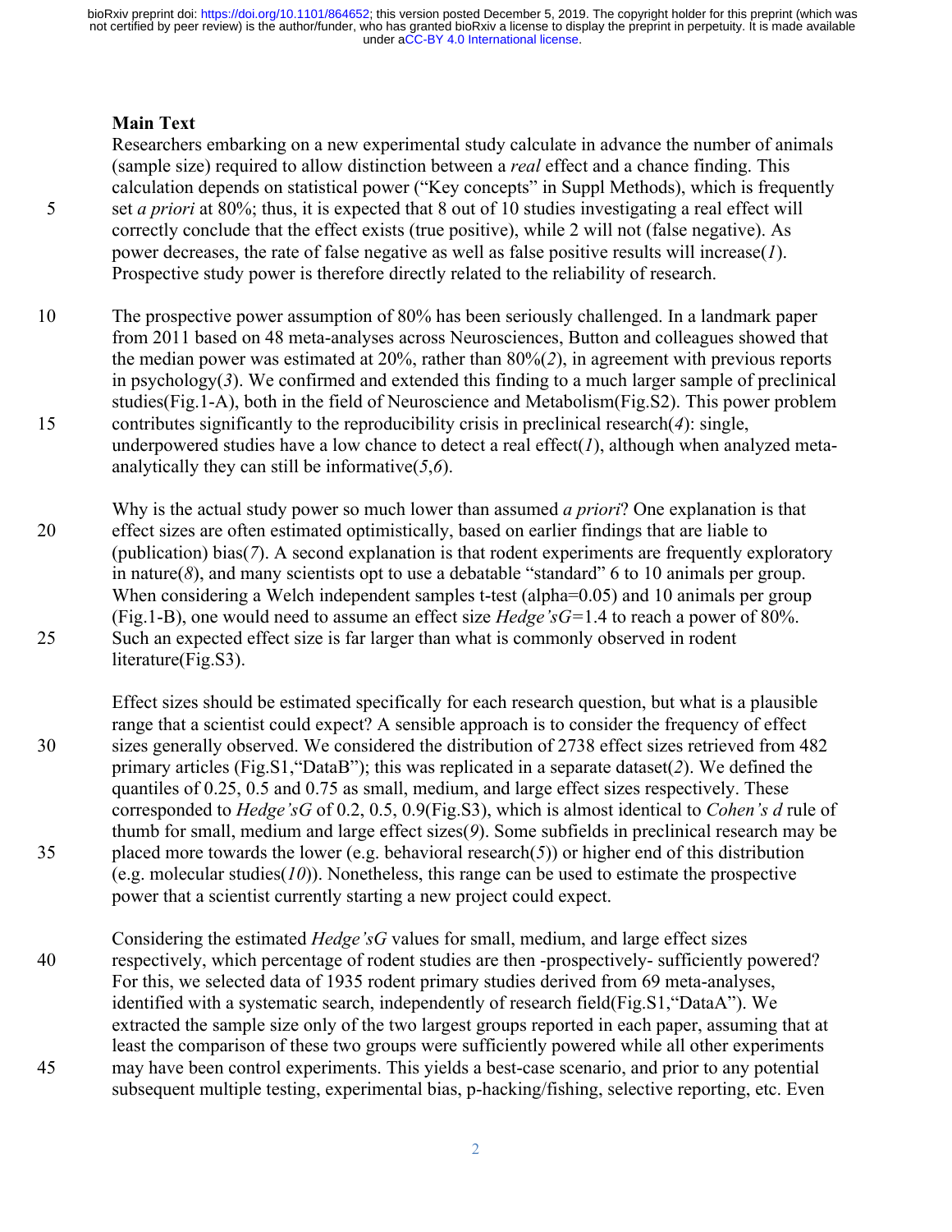## Main Text

Researchers embarking on a new experimental study calculate in advance the number of animals (sample size) required to allow distinction between a *real* effect and a chance finding. This calculation depends on statistical power ("Key concepts" in Suppl Methods), which is frequently set *a priori* at 80%; thus, it is expected that 8 out of 10 studies investigating a real effect will correctly conclude that the effect exists (true positive), while 2 will not (false negative). As power decreases, the rate of false negative as well as false positive results will increase(*1*). Prospective study power is therefore directly related to the reliability of research.

The prospective power assumption of 80% has been seriously challenged. In a landmark paper from 2011 based on 48 meta-analyses across Neurosciences, Button and colleagues showed that the median power was estimated at 20%, rather than 80%(*2*), in agreement with previous reports in psychology(*3*). We confirmed and extended this finding to a much larger sample of preclinical studies(Fig.1-A), both in the field of Neuroscience and Metabolism(Fig.S2). This power problem contributes significantly to the reproducibility crisis in preclinical research(*4*): single, underpowered studies have a low chance to detect a real effect(*1*), although when analyzed meta-analytically they can still be informative(*5*,*6*).

Why is the actual study power so much lower than assumed *a priori*? One explanation is that effect sizes are often estimated optimistically, based on earlier findings that are liable to (publication) bias(*7*). A second explanation is that rodent experiments are frequently exploratory in nature(*8*), and many scientists opt to use a debatable "standard" 6 to 10 animals per group. When considering a Welch independent samples t-test (alpha=0.05) and 10 animals per group (Fig.1-B), one would need to assume an effect size *Hedge'sG*=1.4 to reach a power of 80%. Such an expected effect size is far larger than what is commonly observed in rodent literature(Fig.S3).

Effect sizes should be estimated specifically for each research question, but what is a plausible range that a scientist could expect? A sensible approach is to consider the frequency of effect sizes generally observed. We considered the distribution of 2738 effect sizes retrieved from 482 primary articles (Fig.S1,"DataB"); this was replicated in a separate dataset(*2*). We defined the quantiles of 0.25, 0.5 and 0.75 as small, medium, and large effect sizes respectively. These corresponded to *Hedge'sG* of 0.2, 0.5, 0.9(Fig.S3), which is almost identical to *Cohen's d* rule of thumb for small, medium and large effect sizes(*9*). Some subfields in preclinical research may be placed more towards the lower (e.g. behavioral research(*5*)) or higher end of this distribution (e.g. molecular studies(*10*)). Nonetheless, this range can be used to estimate the prospective power that a scientist currently starting a new project could expect.

Considering the estimated *Hedge'sG* values for small, medium, and large effect sizes respectively, which percentage of rodent studies are then -prospectively- sufficiently powered? For this, we selected data of 1935 rodent primary studies derived from 69 meta-analyses, identified with a systematic search, independently of research field(Fig.S1,"DataA"). We extracted the sample size only of the two largest groups reported in each paper, assuming that at least the comparison of these two groups were sufficiently powered while all other experiments may have been control experiments. This yields a best-case scenario, and prior to any potential subsequent multiple testing, experimental bias, p-hacking/fishing, selective reporting, etc. Even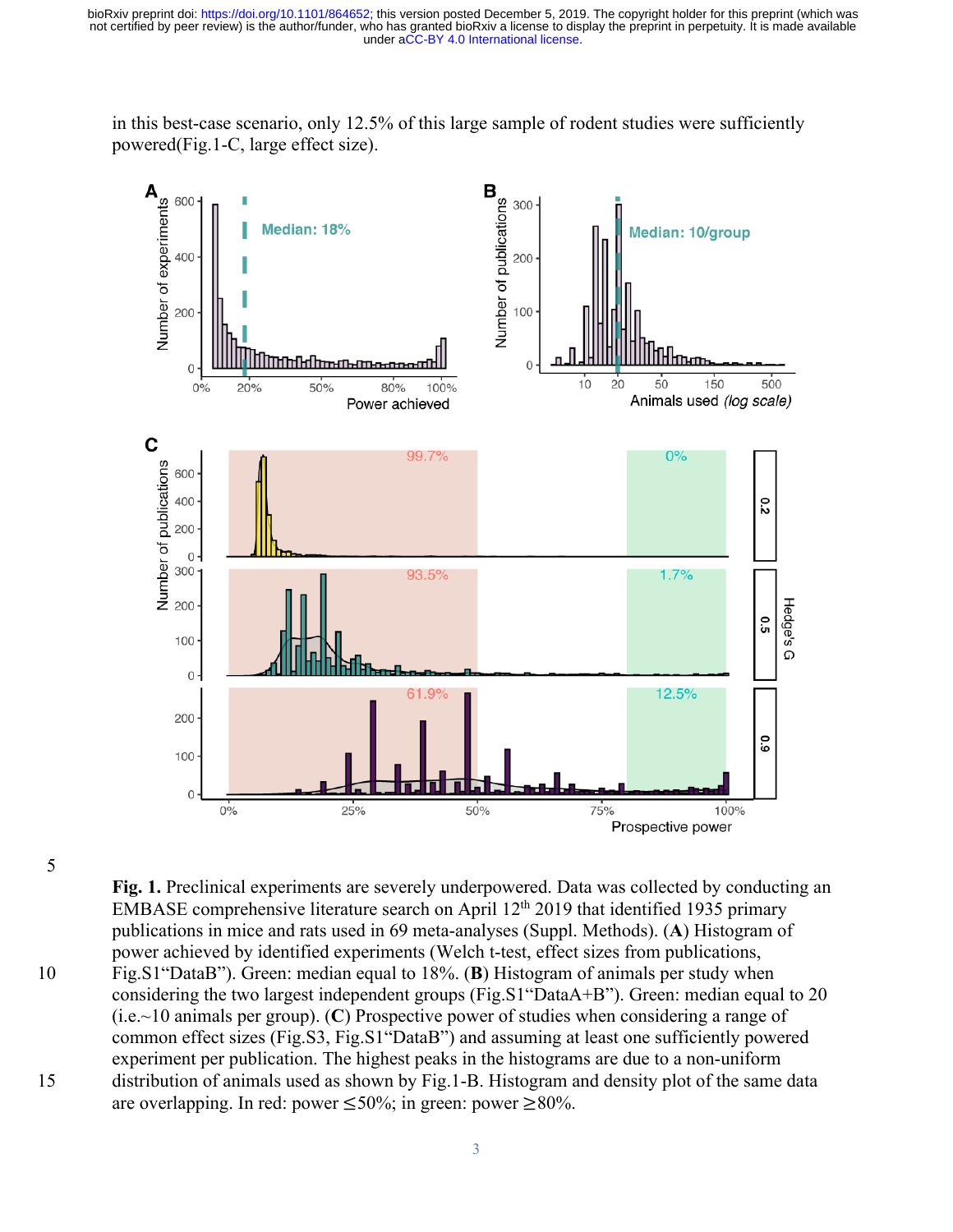in this best-case scenario, only 12.5% of this large sample of rodent studies were sufficiently powered(Fig.1-C, large effect size).

**Fig. 1.** Preclinical experiments are severely underpowered. Data was collected by conducting an EMBASE comprehensive literature search on April 12th 2019 that identified 1935 primary publications in mice and rats used in 69 meta-analyses (Suppl. Methods). (**A**) Histogram of power achieved by identified experiments (Welch t-test, effect sizes from publications, Fig.S1"DataB"). Green: median equal to 18%. (**B**) Histogram of animals per study when considering the two largest independent groups (Fig.S1"DataA+B"). Green: median equal to 20 (i.e.~10 animals per group). (**C**) Prospective power of studies when considering a range of common effect sizes (Fig.S3, Fig.S1"DataB") and assuming at least one sufficiently powered experiment per publication. The highest peaks in the histograms are due to a non-uniform distribution of animals used as shown by Fig.1-B. Histogram and density plot of the same data are overlapping. In red: power ≤50%; in green: power ≥80%.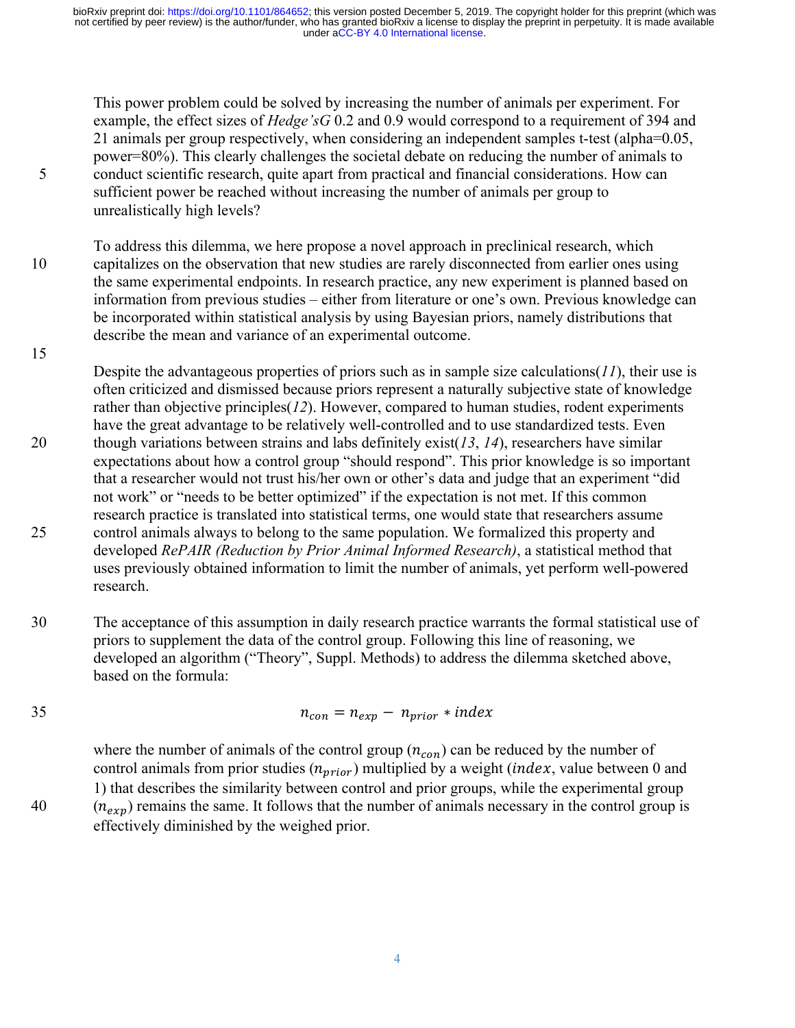This power problem could be solved by increasing the number of animals per experiment. For example, the effect sizes of *Hedge'sG* 0.2 and 0.9 would correspond to a requirement of 394 and 21 animals per group respectively, when considering an independent samples t-test (alpha=0.05, power=80%). This clearly challenges the societal debate on reducing the number of animals to conduct scientific research, quite apart from practical and financial considerations. How can sufficient power be reached without increasing the number of animals per group to unrealistically high levels?

To address this dilemma, we here propose a novel approach in preclinical research, which capitalizes on the observation that new studies are rarely disconnected from earlier ones using the same experimental endpoints. In research practice, any new experiment is planned based on information from previous studies – either from literature or one's own. Previous knowledge can be incorporated within statistical analysis by using Bayesian priors, namely distributions that describe the mean and variance of an experimental outcome.

Despite the advantageous properties of priors such as in sample size calculations(*11*), their use is often criticized and dismissed because priors represent a naturally subjective state of knowledge rather than objective principles(*12*). However, compared to human studies, rodent experiments have the great advantage to be relatively well-controlled and to use standardized tests. Even though variations between strains and labs definitely exist(*13*, *14*), researchers have similar expectations about how a control group "should respond". This prior knowledge is so important that a researcher would not trust his/her own or other's data and judge that an experiment "did not work" or "needs to be better optimized" if the expectation is not met. If this common research practice is translated into statistical terms, one would state that researchers assume control animals always to belong to the same population. We formalized this property and developed *RePAIR (Reduction by Prior Animal Informed Research)*, a statistical method that uses previously obtained information to limit the number of animals, yet perform well-powered research.

The acceptance of this assumption in daily research practice warrants the formal statistical use of priors to supplement the data of the control group. Following this line of reasoning, we developed an algorithm ("Theory", Suppl. Methods) to address the dilemma sketched above, based on the formula:

$$n_{con} = n_{exp} - n_{prior} * index$$

where the number of animals of the control group ($n_{con}$) can be reduced by the number of control animals from prior studies ($n_{prior}$) multiplied by a weight ($index$, value between 0 and 1) that describes the similarity between control and prior groups, while the experimental group ($n_{exp}$) remains the same. It follows that the number of animals necessary in the control group is effectively diminished by the weighed prior.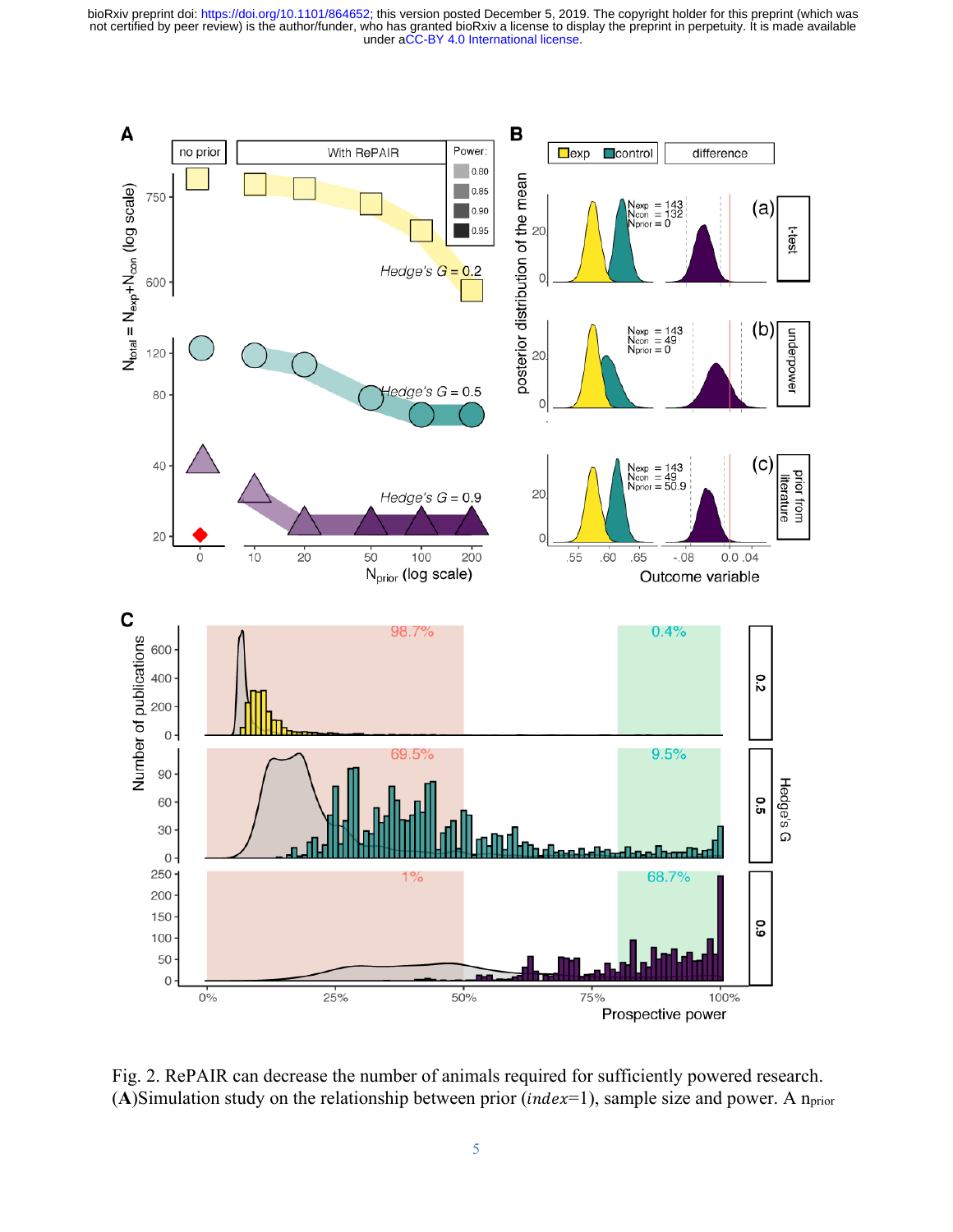Fig. 2. RePAIR can decrease the number of animals required for sufficiently powered research. (**A**)Simulation study on the relationship between prior (*index*=1), sample size and power. A $n_{prior}$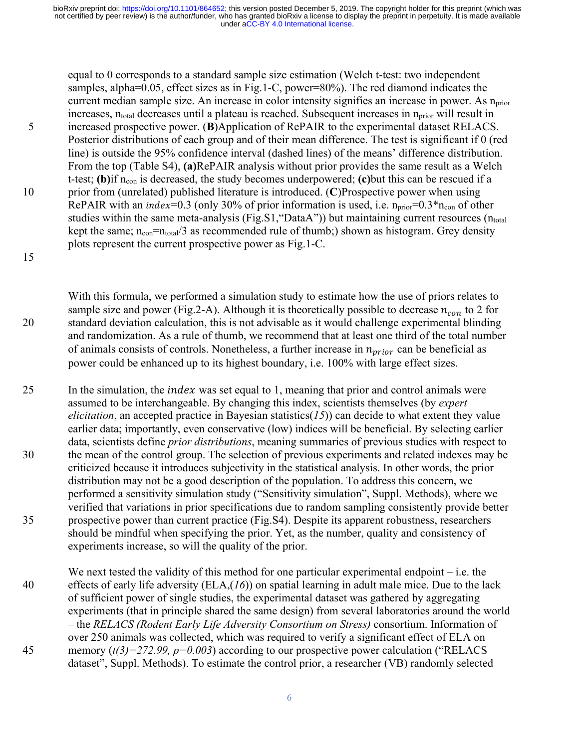equal to 0 corresponds to a standard sample size estimation (Welch t-test: two independent samples, alpha=0.05, effect sizes as in Fig.1-C, power=80%). The red diamond indicates the current median sample size. An increase in color intensity signifies an increase in power. As $n_{prior}$ increases, $n_{total}$ decreases until a plateau is reached. Subsequent increases in $n_{prior}$ will result in increased prospective power. (**B**)Application of RePAIR to the experimental dataset RELACS. Posterior distributions of each group and of their mean difference. The test is significant if 0 (red line) is outside the 95% confidence interval (dashed lines) of the means' difference distribution. From the top (Table S4), **(a)**RePAIR analysis without prior provides the same result as a Welch t-test; **(b)**if $n_{con}$ is decreased, the study becomes underpowered; **(c)**but this can be rescued if a prior from (unrelated) published literature is introduced. (**C**)Prospective power when using RePAIR with an *index*=0.3 (only 30% of prior information is used, i.e. $n_{prior}$=0.3*$n_{con}$ of other studies within the same meta-analysis (Fig.S1,"DataA")) but maintaining current resources ($n_{total}$ kept the same; $n_{con}$=$n_{total}$/3 as recommended rule of thumb;) shown as histogram. Grey density plots represent the current prospective power as Fig.1-C.

With this formula, we performed a simulation study to estimate how the use of priors relates to sample size and power (Fig.2-A). Although it is theoretically possible to decrease $n_{con}$ to 2 for standard deviation calculation, this is not advisable as it would challenge experimental blinding and randomization. As a rule of thumb, we recommend that at least one third of the total number of animals consists of controls. Nonetheless, a further increase in $n_{prior}$ can be beneficial as power could be enhanced up to its highest boundary, i.e. 100% with large effect sizes.

In the simulation, the $index$ was set equal to 1, meaning that prior and control animals were assumed to be interchangeable. By changing this index, scientists themselves (by *expert elicitation*, an accepted practice in Bayesian statistics(*15*)) can decide to what extent they value earlier data; importantly, even conservative (low) indices will be beneficial. By selecting earlier data, scientists define *prior distributions*, meaning summaries of previous studies with respect to the mean of the control group. The selection of previous experiments and related indexes may be criticized because it introduces subjectivity in the statistical analysis. In other words, the prior distribution may not be a good description of the population. To address this concern, we performed a sensitivity simulation study ("Sensitivity simulation", Suppl. Methods), where we verified that variations in prior specifications due to random sampling consistently provide better prospective power than current practice (Fig.S4). Despite its apparent robustness, researchers should be mindful when specifying the prior. Yet, as the number, quality and consistency of experiments increase, so will the quality of the prior.

We next tested the validity of this method for one particular experimental endpoint – i.e. the effects of early life adversity (ELA,(*16*)) on spatial learning in adult male mice. Due to the lack of sufficient power of single studies, the experimental dataset was gathered by aggregating experiments (that in principle shared the same design) from several laboratories around the world – the *RELACS (Rodent Early Life Adversity Consortium on Stress)* consortium. Information of over 250 animals was collected, which was required to verify a significant effect of ELA on memory (*t(3)=272.99, p=0.003*) according to our prospective power calculation ("RELACS dataset", Suppl. Methods). To estimate the control prior, a researcher (VB) randomly selected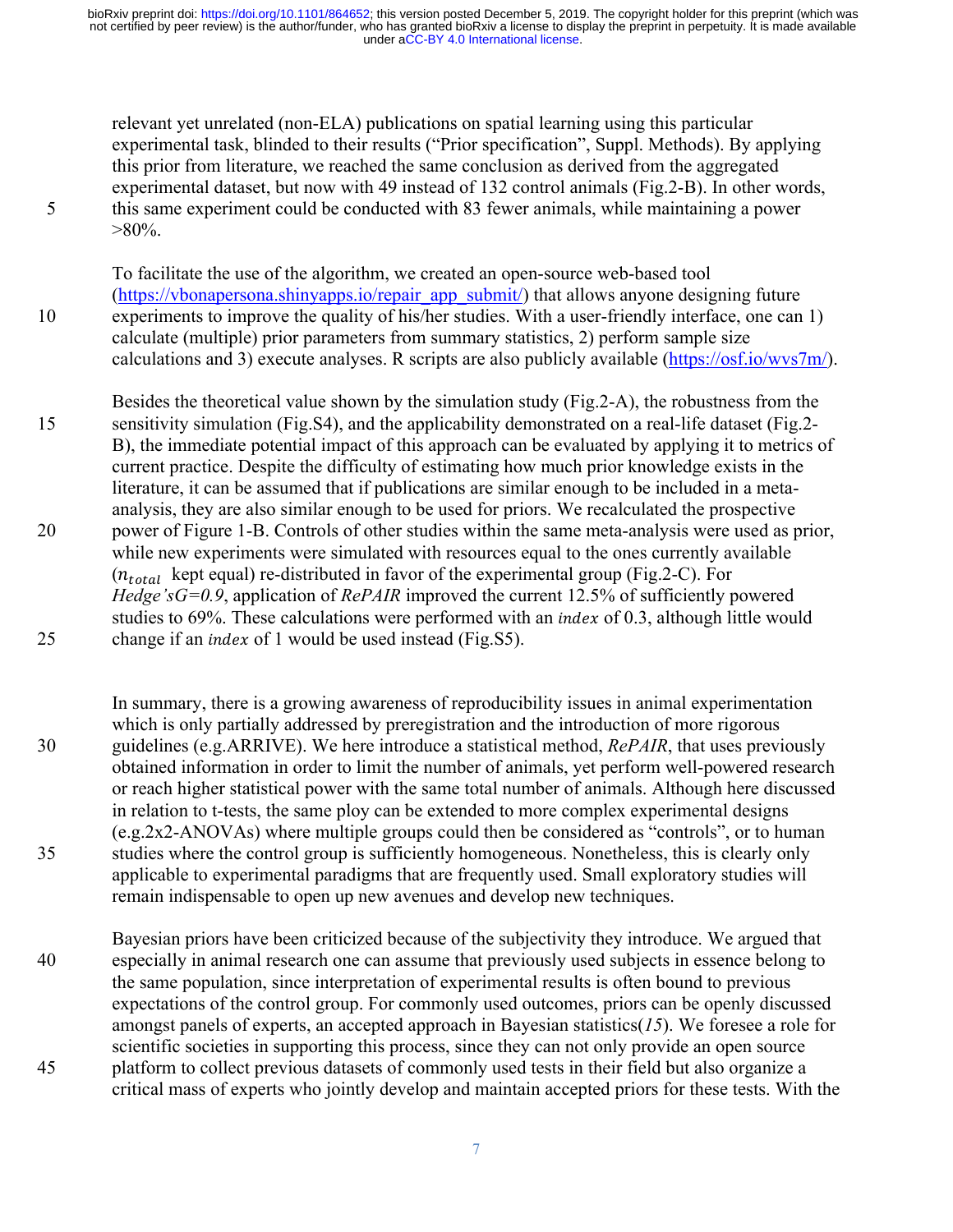relevant yet unrelated (non-ELA) publications on spatial learning using this particular experimental task, blinded to their results ("Prior specification", Suppl. Methods). By applying this prior from literature, we reached the same conclusion as derived from the aggregated experimental dataset, but now with 49 instead of 132 control animals (Fig.2-B). In other words, this same experiment could be conducted with 83 fewer animals, while maintaining a power >80%.

To facilitate the use of the algorithm, we created an open-source web-based tool (https://vbonapersona.shinyapps.io/repair_app_submit/) that allows anyone designing future experiments to improve the quality of his/her studies. With a user-friendly interface, one can 1) calculate (multiple) prior parameters from summary statistics, 2) perform sample size calculations and 3) execute analyses. R scripts are also publicly available (https://osf.io/wvs7m/).

Besides the theoretical value shown by the simulation study (Fig.2-A), the robustness from the sensitivity simulation (Fig.S4), and the applicability demonstrated on a real-life dataset (Fig.2-B), the immediate potential impact of this approach can be evaluated by applying it to metrics of current practice. Despite the difficulty of estimating how much prior knowledge exists in the literature, it can be assumed that if publications are similar enough to be included in a meta-analysis, they are also similar enough to be used for priors. We recalculated the prospective power of Figure 1-B. Controls of other studies within the same meta-analysis were used as prior, while new experiments were simulated with resources equal to the ones currently available ($n_{total}$ kept equal) re-distributed in favor of the experimental group (Fig.2-C). For *Hedge'sG=0.9*, application of *RePAIR* improved the current 12.5% of sufficiently powered studies to 69%. These calculations were performed with an $index$ of 0.3, although little would change if an $index$ of 1 would be used instead (Fig.S5).

In summary, there is a growing awareness of reproducibility issues in animal experimentation which is only partially addressed by preregistration and the introduction of more rigorous guidelines (e.g.ARRIVE). We here introduce a statistical method, *RePAIR*, that uses previously obtained information in order to limit the number of animals, yet perform well-powered research or reach higher statistical power with the same total number of animals. Although here discussed in relation to t-tests, the same ploy can be extended to more complex experimental designs (e.g.2x2-ANOVAs) where multiple groups could then be considered as "controls", or to human studies where the control group is sufficiently homogeneous. Nonetheless, this is clearly only applicable to experimental paradigms that are frequently used. Small exploratory studies will remain indispensable to open up new avenues and develop new techniques.

Bayesian priors have been criticized because of the subjectivity they introduce. We argued that especially in animal research one can assume that previously used subjects in essence belong to the same population, since interpretation of experimental results is often bound to previous expectations of the control group. For commonly used outcomes, priors can be openly discussed amongst panels of experts, an accepted approach in Bayesian statistics(*15*). We foresee a role for scientific societies in supporting this process, since they can not only provide an open source platform to collect previous datasets of commonly used tests in their field but also organize a critical mass of experts who jointly develop and maintain accepted priors for these tests. With the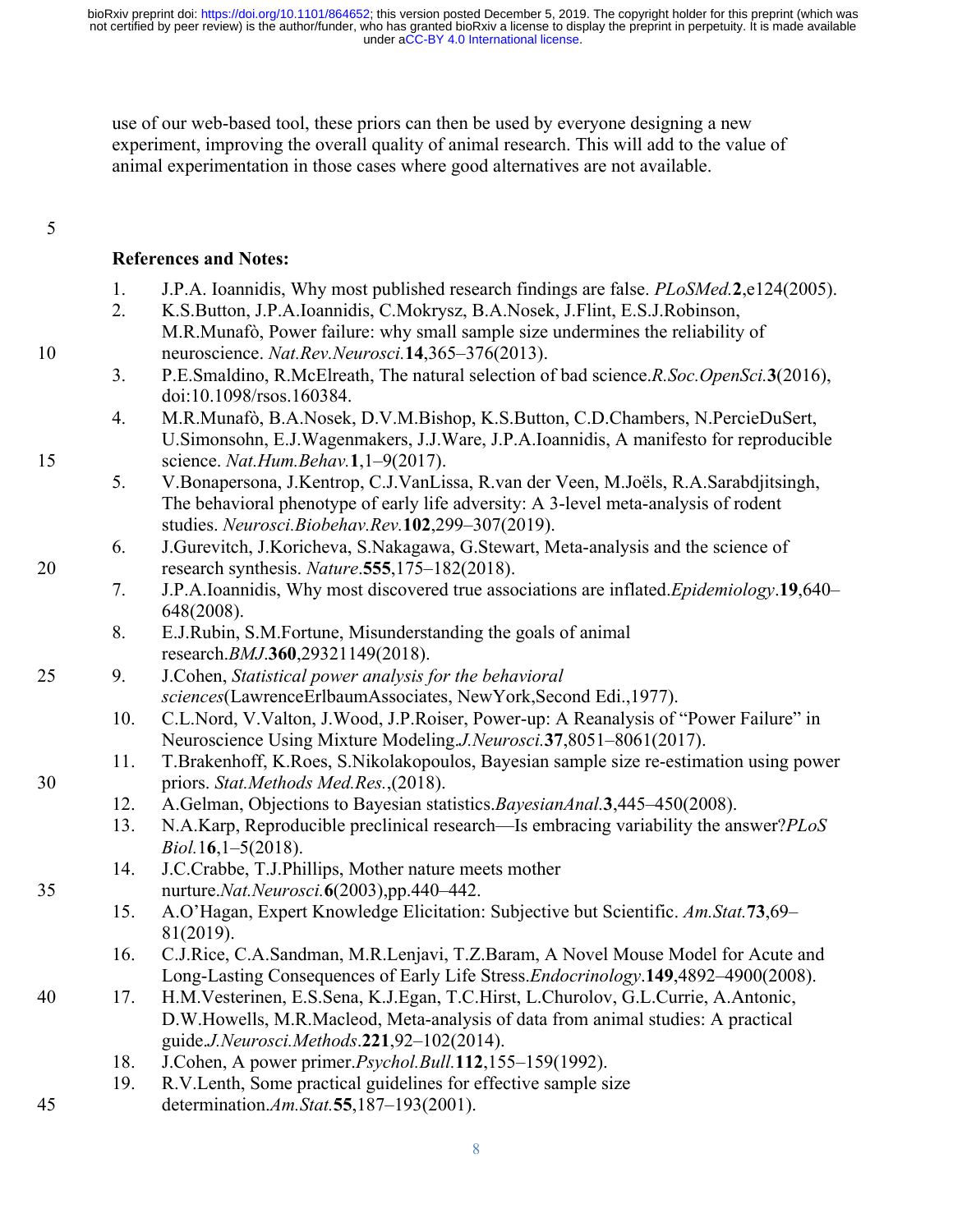use of our web-based tool, these priors can then be used by everyone designing a new experiment, improving the overall quality of animal research. This will add to the value of animal experimentation in those cases where good alternatives are not available.

**References and Notes:**

1. J.P.A. Ioannidis, Why most published research findings are false. *PLoSMed.* **2**,e124(2005).
2. K.S.Button, J.P.A.Ioannidis, C.Mokrysz, B.A.Nosek, J.Flint, E.S.J.Robinson, M.R.Munafò, Power failure: why small sample size undermines the reliability of neuroscience. *Nat.Rev.Neurosci.* **14**,365–376(2013).
3. P.E.Smaldino, R.McElreath, The natural selection of bad science.*R.Soc.OpenSci.* **3**(2016), doi:10.1098/rsos.160384.
4. M.R.Munafò, B.A.Nosek, D.V.M.Bishop, K.S.Button, C.D.Chambers, N.PercieDuSert, U.Simonsohn, E.J.Wagenmakers, J.J.Ware, J.P.A.Ioannidis, A manifesto for reproducible science. *Nat.Hum.Behav.* **1**,1–9(2017).
5. V.Bonapersona, J.Kentrop, C.J.VanLissa, R.van der Veen, M.Joëls, R.A.Sarabdjitsingh, The behavioral phenotype of early life adversity: A 3-level meta-analysis of rodent studies. *Neurosci.Biobehav.Rev.* **102**,299–307(2019).
6. J.Gurevitch, J.Koricheva, S.Nakagawa, G.Stewart, Meta-analysis and the science of research synthesis. *Nature*.**555**,175–182(2018).
7. J.P.A.Ioannidis, Why most discovered true associations are inflated.*Epidemiology*.**19**,640–648(2008).
8. E.J.Rubin, S.M.Fortune, Misunderstanding the goals of animal research.*BMJ*.**360**,29321149(2018).
9. J.Cohen, *Statistical power analysis for the behavioral sciences*(LawrenceErlbaumAssociates, NewYork,Second Edi.,1977).
10. C.L.Nord, V.Valton, J.Wood, J.P.Roiser, Power-up: A Reanalysis of "Power Failure" in Neuroscience Using Mixture Modeling.*J.Neurosci.* **37**,8051–8061(2017).
11. T.Brakenhoff, K.Roes, S.Nikolakopoulos, Bayesian sample size re-estimation using power priors. *Stat.Methods Med.Res.*,(2018).
12. A.Gelman, Objections to Bayesian statistics.*BayesianAnal.* **3**,445–450(2008).
13. N.A.Karp, Reproducible preclinical research—Is embracing variability the answer?*PLoS Biol.* 1**6**,1–5(2018).
14. J.C.Crabbe, T.J.Phillips, Mother nature meets mother nurture.*Nat.Neurosci.* **6**(2003),pp.440–442.
15. A.O'Hagan, Expert Knowledge Elicitation: Subjective but Scientific. *Am.Stat.* **73**,69–81(2019).
16. C.J.Rice, C.A.Sandman, M.R.Lenjavi, T.Z.Baram, A Novel Mouse Model for Acute and Long-Lasting Consequences of Early Life Stress.*Endocrinology*.**149**,4892–4900(2008).
17. H.M.Vesterinen, E.S.Sena, K.J.Egan, T.C.Hirst, L.Churolov, G.L.Currie, A.Antonic, D.W.Howells, M.R.Macleod, Meta-analysis of data from animal studies: A practical guide.*J.Neurosci.Methods*.**221**,92–102(2014).
18. J.Cohen, A power primer.*Psychol.Bull.* **112**,155–159(1992).
19. R.V.Lenth, Some practical guidelines for effective sample size determination.*Am.Stat.* **55**,187–193(2001).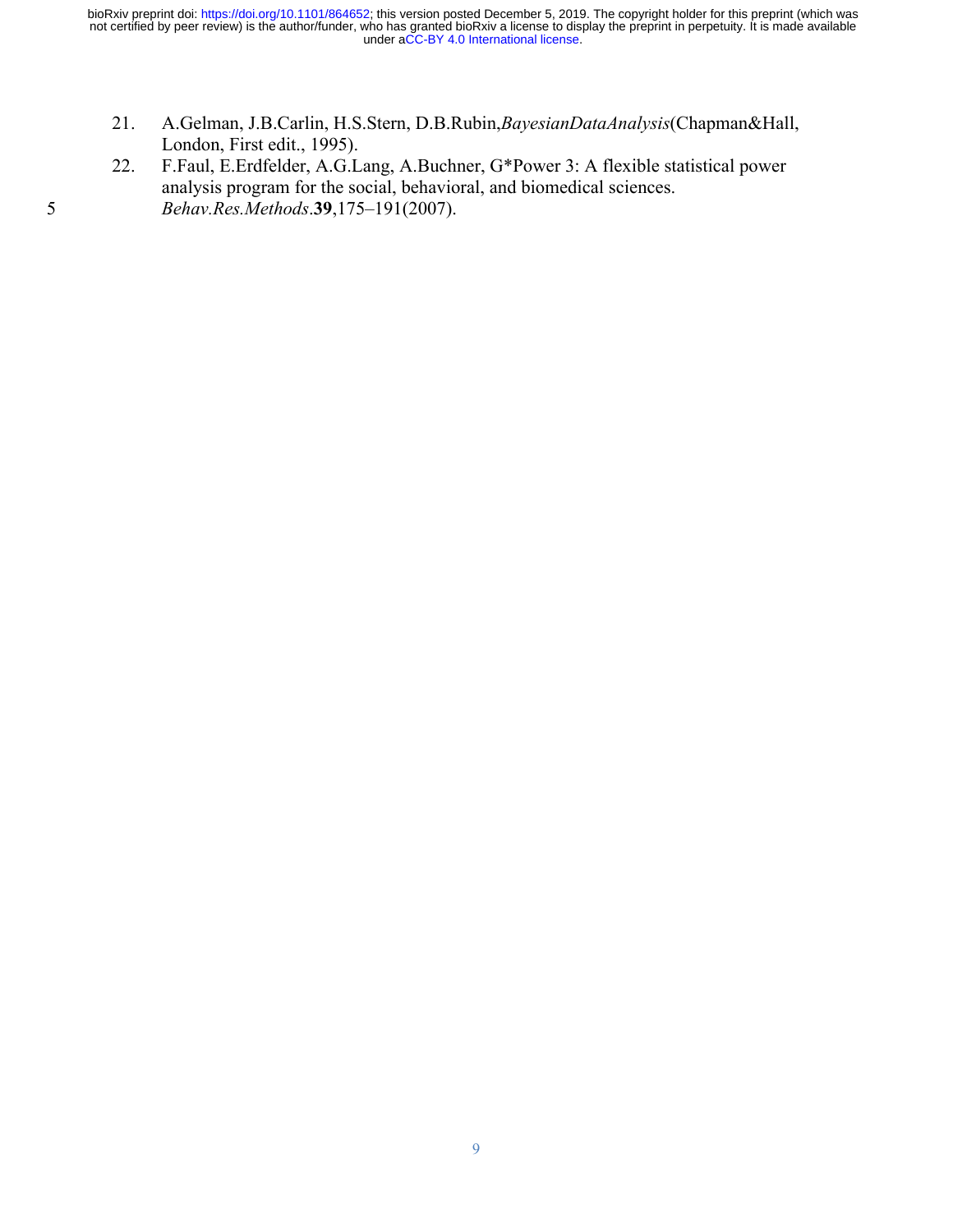21. A.Gelman, J.B.Carlin, H.S.Stern, D.B.Rubin,*BayesianDataAnalysis*(Chapman&Hall, London, First edit., 1995).
22. F.Faul, E.Erdfelder, A.G.Lang, A.Buchner, G*Power 3: A flexible statistical power analysis program for the social, behavioral, and biomedical sciences. *Behav.Res.Methods*.**39**,175–191(2007).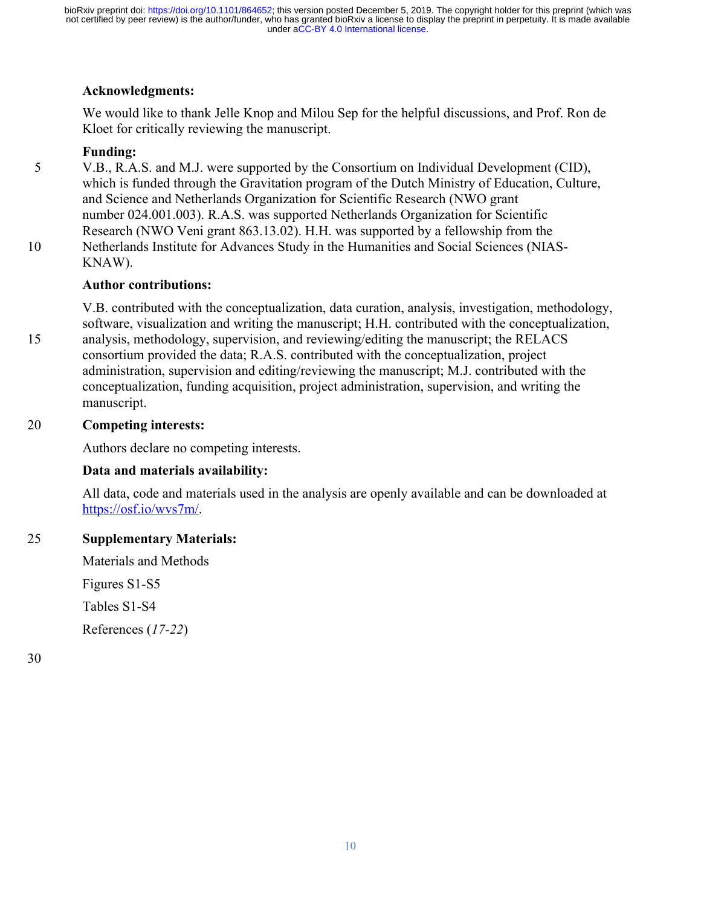**Acknowledgments:**

We would like to thank Jelle Knop and Milou Sep for the helpful discussions, and Prof. Ron de Kloet for critically reviewing the manuscript.

**Funding:**

V.B., R.A.S. and M.J. were supported by the Consortium on Individual Development (CID), which is funded through the Gravitation program of the Dutch Ministry of Education, Culture, and Science and Netherlands Organization for Scientific Research (NWO grant number 024.001.003). R.A.S. was supported Netherlands Organization for Scientific Research (NWO Veni grant 863.13.02). H.H. was supported by a fellowship from the Netherlands Institute for Advances Study in the Humanities and Social Sciences (NIAS-KNAW).

**Author contributions:**

V.B. contributed with the conceptualization, data curation, analysis, investigation, methodology, software, visualization and writing the manuscript; H.H. contributed with the conceptualization, analysis, methodology, supervision, and reviewing/editing the manuscript; the RELACS consortium provided the data; R.A.S. contributed with the conceptualization, project administration, supervision and editing/reviewing the manuscript; M.J. contributed with the conceptualization, funding acquisition, project administration, supervision, and writing the manuscript.

**Competing interests:**

Authors declare no competing interests.

**Data and materials availability:**

All data, code and materials used in the analysis are openly available and can be downloaded at https://osf.io/wvs7m/.

**Supplementary Materials:**

Materials and Methods

Figures S1-S5

Tables S1-S4

References (*17-22*)